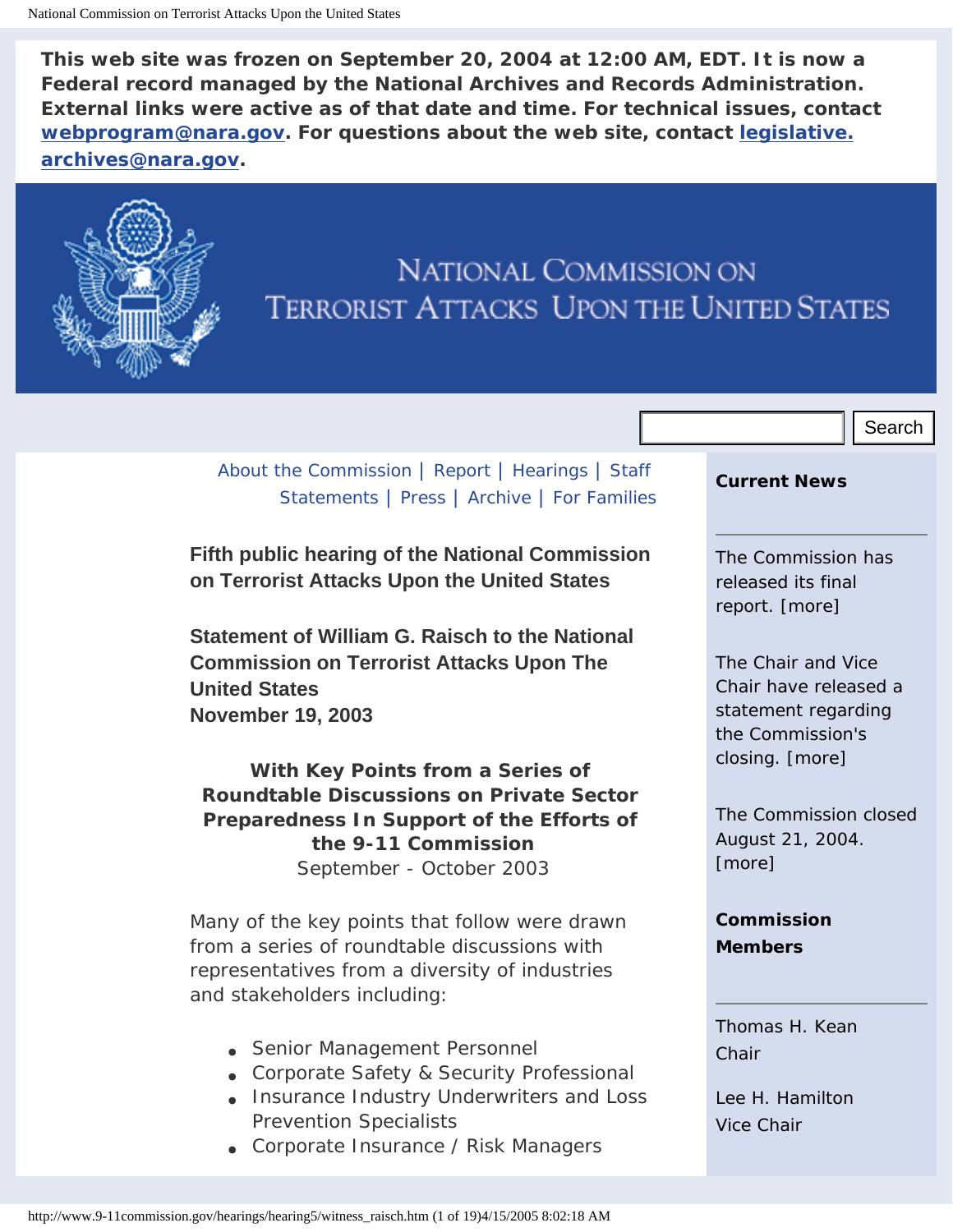This web site was frozen on September 20, 2004 at 12:00 AM, EDT. It is now a Federal record managed by the National Archives and Records Administration. External links were active as of that date and time. For technical issues, contact webprogram@nara.gov. For questions about the web site, contact legislative.archives@nara.gov.

# NATIONAL COMMISSION ON TERRORIST ATTACKS UPON THE UNITED STATES

About the Commission | Report | Hearings | Staff Statements | Press | Archive | For Families

**Current News**

The Commission has released its final report. [more]

The Chair and Vice Chair have released a statement regarding the Commission's closing. [more]

The Commission closed August 21, 2004. [more]

**Commission Members**

Thomas H. Kean
Chair

Lee H. Hamilton
Vice Chair

## Fifth public hearing of the National Commission on Terrorist Attacks Upon the United States

## Statement of William G. Raisch to the National Commission on Terrorist Attacks Upon The United States
**November 19, 2003**

### With Key Points from a Series of Roundtable Discussions on Private Sector Preparedness In Support of the Efforts of the 9-11 Commission
September - October 2003

Many of the key points that follow were drawn from a series of roundtable discussions with representatives from a diversity of industries and stakeholders including:

- Senior Management Personnel
- Corporate Safety & Security Professional
- Insurance Industry Underwriters and Loss Prevention Specialists
- Corporate Insurance / Risk Managers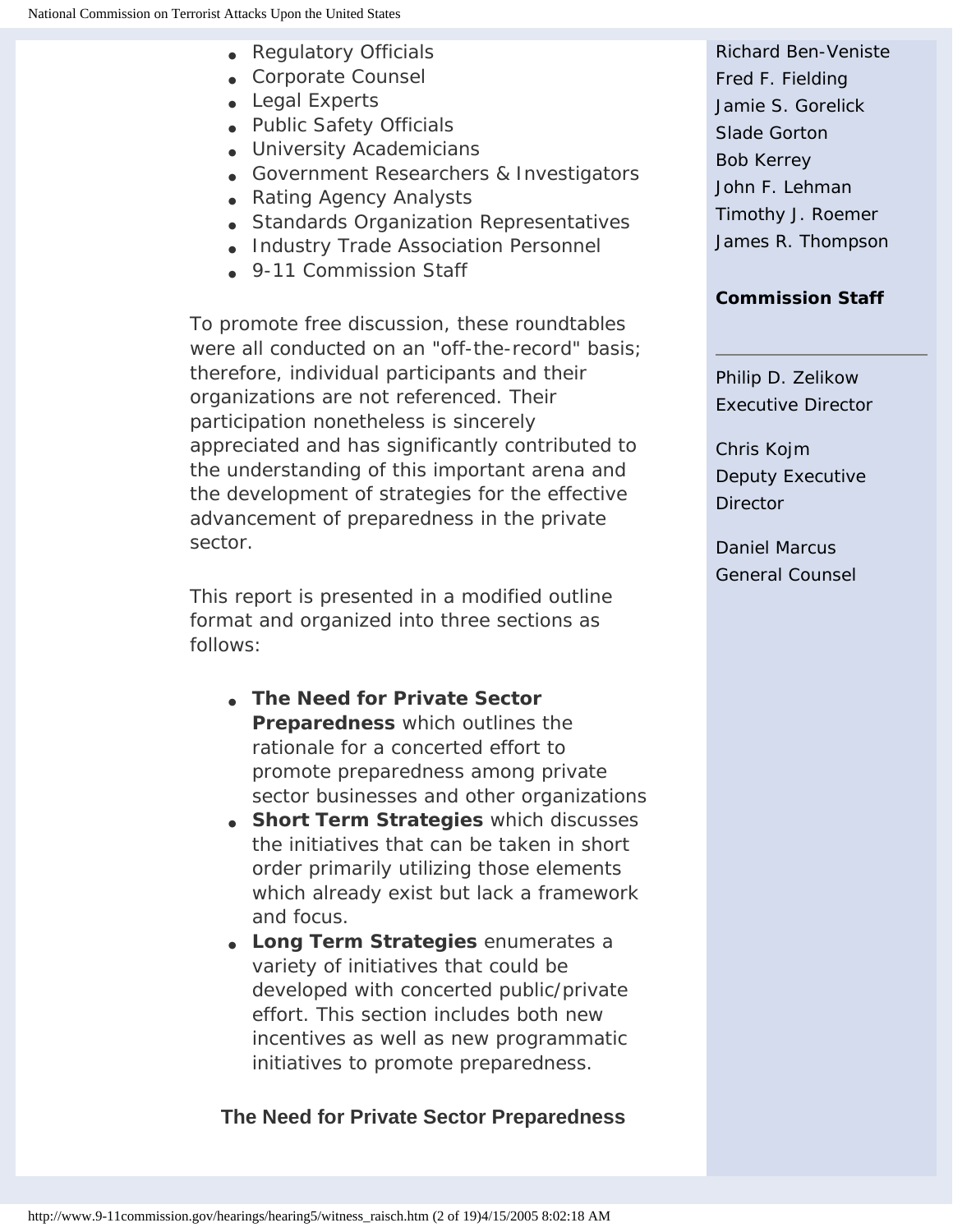- Regulatory Officials
- Corporate Counsel
- Legal Experts
- Public Safety Officials
- University Academicians
- Government Researchers & Investigators
- Rating Agency Analysts
- Standards Organization Representatives
- Industry Trade Association Personnel
- 9-11 Commission Staff

To promote free discussion, these roundtables were all conducted on an "off-the-record" basis; therefore, individual participants and their organizations are not referenced. Their participation nonetheless is sincerely appreciated and has significantly contributed to the understanding of this important arena and the development of strategies for the effective advancement of preparedness in the private sector.

This report is presented in a modified outline format and organized into three sections as follows:

- **The Need for Private Sector Preparedness** which outlines the rationale for a concerted effort to promote preparedness among private sector businesses and other organizations
- **Short Term Strategies** which discusses the initiatives that can be taken in short order primarily utilizing those elements which already exist but lack a framework and focus.
- **Long Term Strategies** enumerates a variety of initiatives that could be developed with concerted public/private effort. This section includes both new incentives as well as new programmatic initiatives to promote preparedness.

## The Need for Private Sector Preparedness

Richard Ben-Veniste
Fred F. Fielding
Jamie S. Gorelick
Slade Gorton
Bob Kerrey
John F. Lehman
Timothy J. Roemer
James R. Thompson

**Commission Staff**

Philip D. Zelikow
Executive Director

Chris Kojm
Deputy Executive Director

Daniel Marcus
General Counsel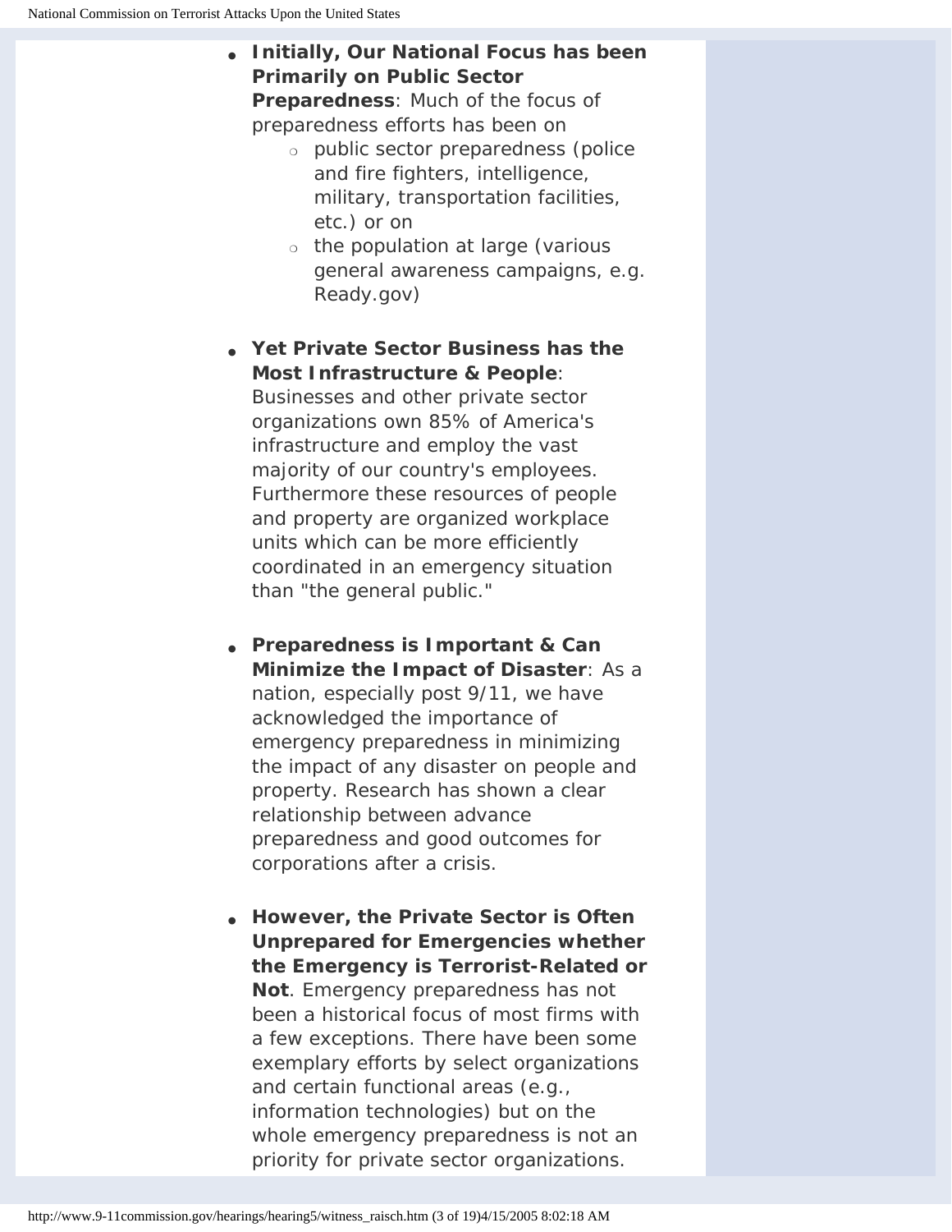- **Initially, Our National Focus has been Primarily on Public Sector Preparedness**: Much of the focus of preparedness efforts has been on
    - public sector preparedness (police and fire fighters, intelligence, military, transportation facilities, etc.) or on
    - the population at large (various general awareness campaigns, e.g. Ready.gov)

- **Yet Private Sector Business has the Most Infrastructure & People**: Businesses and other private sector organizations own 85% of America's infrastructure and employ the vast majority of our country's employees. Furthermore these resources of people and property are organized workplace units which can be more efficiently coordinated in an emergency situation than "the general public."

- **Preparedness is Important & Can Minimize the Impact of Disaster**: As a nation, especially post 9/11, we have acknowledged the importance of emergency preparedness in minimizing the impact of any disaster on people and property. Research has shown a clear relationship between advance preparedness and good outcomes for corporations after a crisis.

- **However, the Private Sector is Often Unprepared for Emergencies whether the Emergency is Terrorist-Related or Not**. Emergency preparedness has not been a historical focus of most firms with a few exceptions. There have been some exemplary efforts by select organizations and certain functional areas (e.g., information technologies) but on the whole emergency preparedness is not an priority for private sector organizations.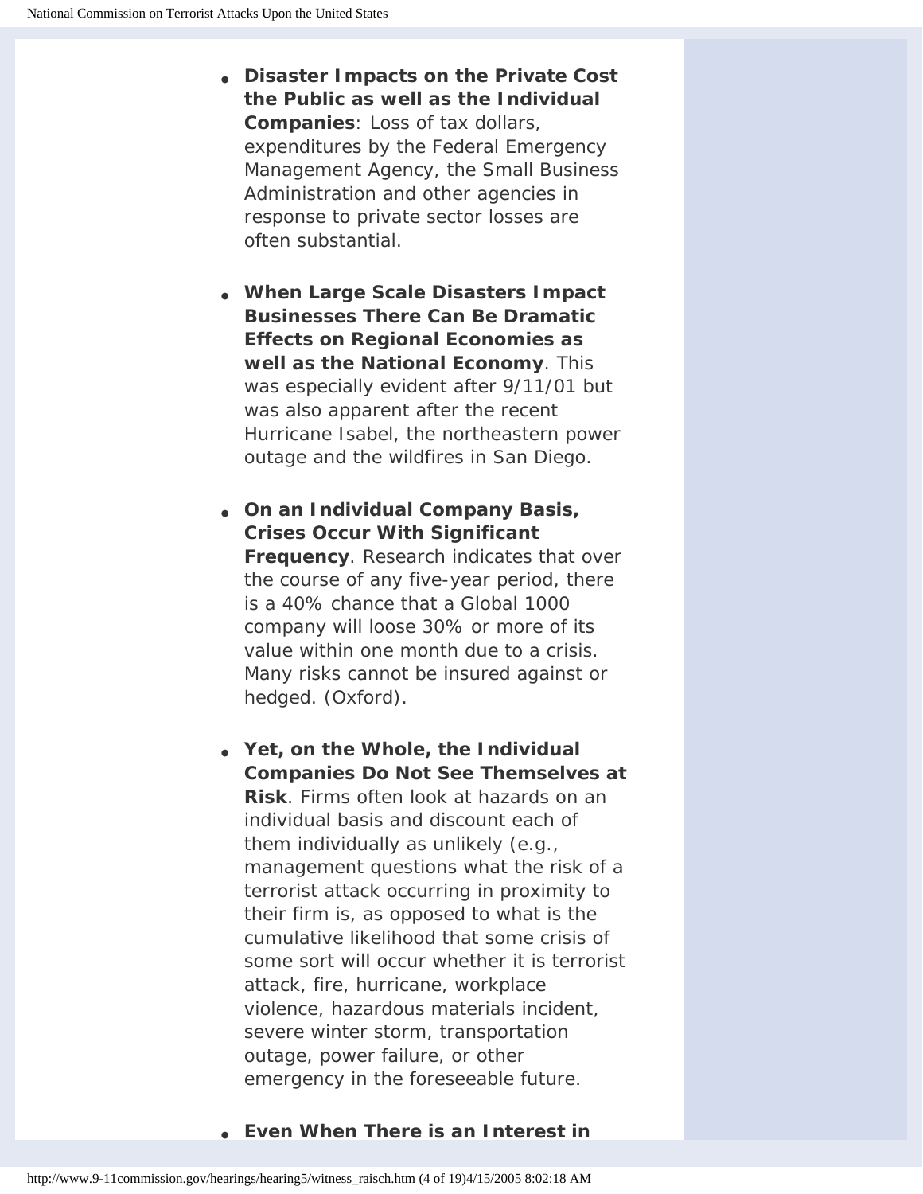- **Disaster Impacts on the Private Cost the Public as well as the Individual Companies**: Loss of tax dollars, expenditures by the Federal Emergency Management Agency, the Small Business Administration and other agencies in response to private sector losses are often substantial.

- **When Large Scale Disasters Impact Businesses There Can Be Dramatic Effects on Regional Economies as well as the National Economy**. This was especially evident after 9/11/01 but was also apparent after the recent Hurricane Isabel, the northeastern power outage and the wildfires in San Diego.

- **On an Individual Company Basis, Crises Occur With Significant Frequency**. Research indicates that over the course of any five-year period, there is a 40% chance that a Global 1000 company will loose 30% or more of its value within one month due to a crisis. Many risks cannot be insured against or hedged. (Oxford).

- **Yet, on the Whole, the Individual Companies Do Not See Themselves at Risk**. Firms often look at hazards on an individual basis and discount each of them individually as unlikely (e.g., management questions what the risk of a terrorist attack occurring in proximity to their firm is, as opposed to what is the cumulative likelihood that some crisis of some sort will occur whether it is terrorist attack, fire, hurricane, workplace violence, hazardous materials incident, severe winter storm, transportation outage, power failure, or other emergency in the foreseeable future.

- **Even When There is an Interest in**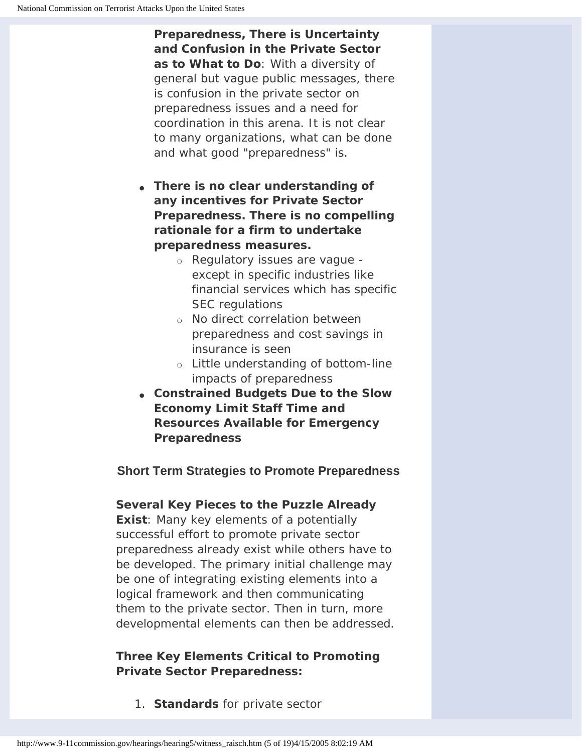**Preparedness, There is Uncertainty and Confusion in the Private Sector as to What to Do**: With a diversity of general but vague public messages, there is confusion in the private sector on preparedness issues and a need for coordination in this arena. It is not clear to many organizations, what can be done and what good "preparedness" is.

- **There is no clear understanding of any incentives for Private Sector Preparedness. There is no compelling rationale for a firm to undertake preparedness measures.**
  - Regulatory issues are vague - except in specific industries like financial services which has specific SEC regulations
  - No direct correlation between preparedness and cost savings in insurance is seen
  - Little understanding of bottom-line impacts of preparedness
- **Constrained Budgets Due to the Slow Economy Limit Staff Time and Resources Available for Emergency Preparedness**

### Short Term Strategies to Promote Preparedness

**Several Key Pieces to the Puzzle Already Exist**: Many key elements of a potentially successful effort to promote private sector preparedness already exist while others have to be developed. The primary initial challenge may be one of integrating existing elements into a logical framework and then communicating them to the private sector. Then in turn, more developmental elements can then be addressed.

**Three Key Elements Critical to Promoting Private Sector Preparedness:**

1. **Standards** for private sector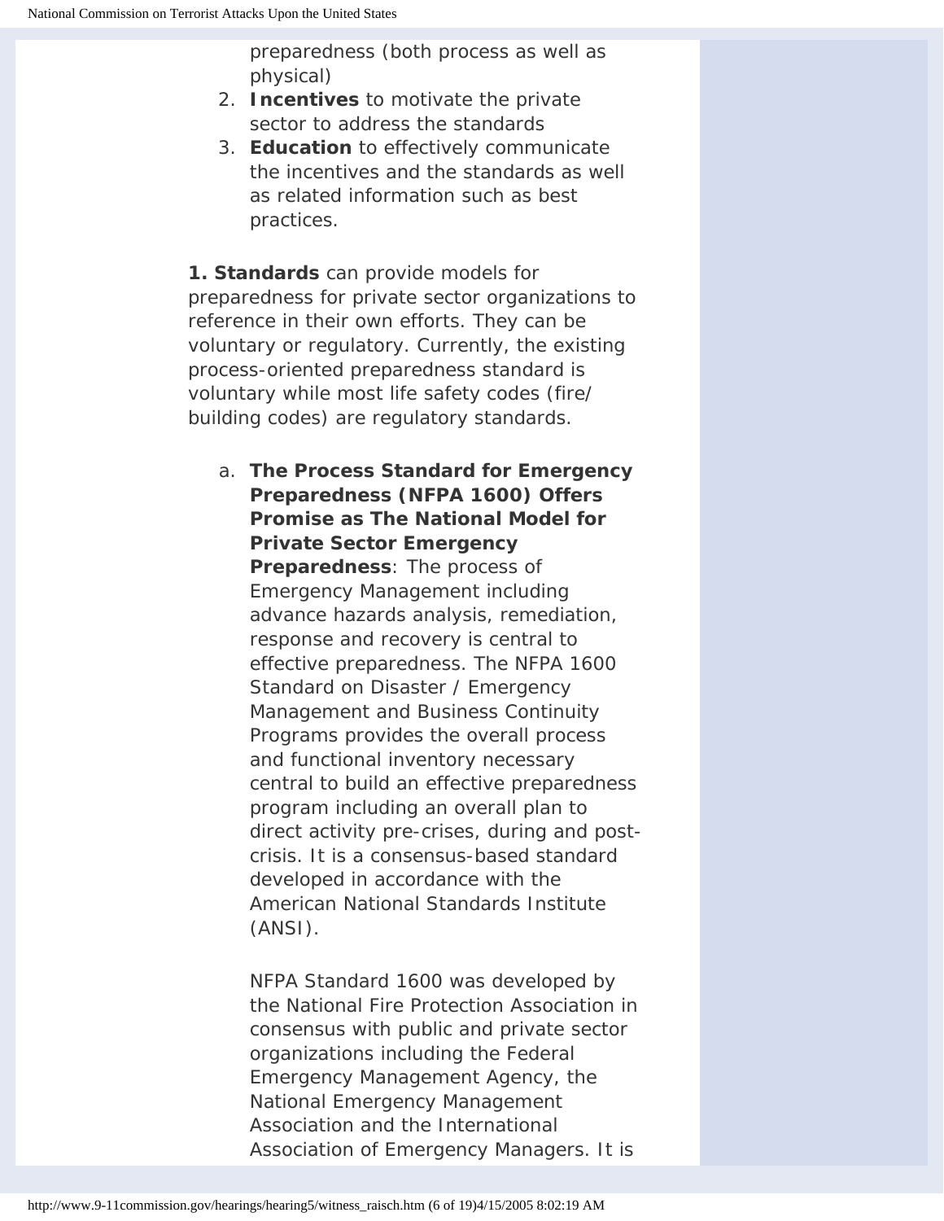preparedness (both process as well as physical)

2. **Incentives** to motivate the private sector to address the standards
3. **Education** to effectively communicate the incentives and the standards as well as related information such as best practices.

**1. Standards** can provide models for preparedness for private sector organizations to reference in their own efforts. They can be voluntary or regulatory. Currently, the existing process-oriented preparedness standard is voluntary while most life safety codes (fire/ building codes) are regulatory standards.

a. **The Process Standard for Emergency Preparedness (NFPA 1600) Offers Promise as The National Model for Private Sector Emergency Preparedness**: The process of Emergency Management including advance hazards analysis, remediation, response and recovery is central to effective preparedness. The NFPA 1600 Standard on Disaster / Emergency Management and Business Continuity Programs provides the overall process and functional inventory necessary central to build an effective preparedness program including an overall plan to direct activity pre-crises, during and post-crisis. It is a consensus-based standard developed in accordance with the American National Standards Institute (ANSI).

   NFPA Standard 1600 was developed by the National Fire Protection Association in consensus with public and private sector organizations including the Federal Emergency Management Agency, the National Emergency Management Association and the International Association of Emergency Managers. It is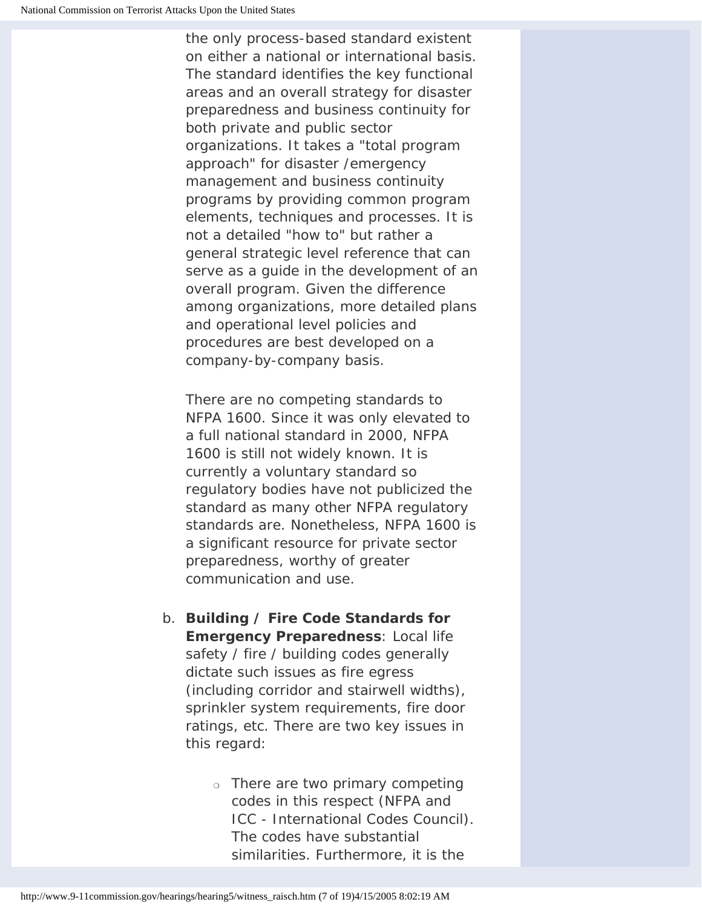the only process-based standard existent on either a national or international basis. The standard identifies the key functional areas and an overall strategy for disaster preparedness and business continuity for both private and public sector organizations. It takes a "total program approach" for disaster /emergency management and business continuity programs by providing common program elements, techniques and processes. It is not a detailed "how to" but rather a general strategic level reference that can serve as a guide in the development of an overall program. Given the difference among organizations, more detailed plans and operational level policies and procedures are best developed on a company-by-company basis.

There are no competing standards to NFPA 1600. Since it was only elevated to a full national standard in 2000, NFPA 1600 is still not widely known. It is currently a voluntary standard so regulatory bodies have not publicized the standard as many other NFPA regulatory standards are. Nonetheless, NFPA 1600 is a significant resource for private sector preparedness, worthy of greater communication and use.

b. **Building / Fire Code Standards for Emergency Preparedness**: Local life safety / fire / building codes generally dictate such issues as fire egress (including corridor and stairwell widths), sprinkler system requirements, fire door ratings, etc. There are two key issues in this regard:

   - There are two primary competing codes in this respect (NFPA and ICC - International Codes Council). The codes have substantial similarities. Furthermore, it is the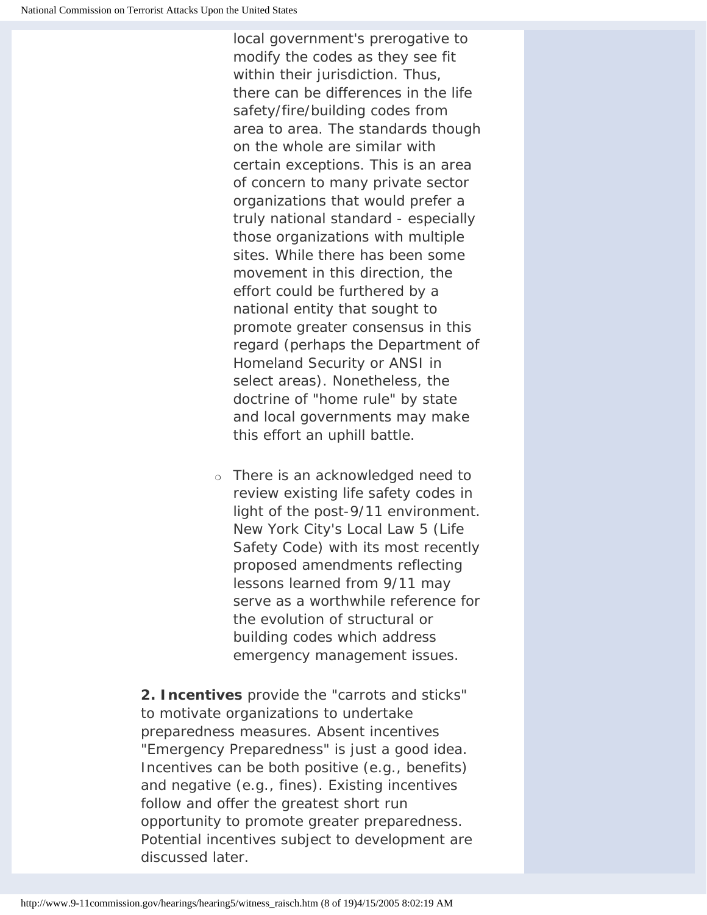local government's prerogative to modify the codes as they see fit within their jurisdiction. Thus, there can be differences in the life safety/fire/building codes from area to area. The standards though on the whole are similar with certain exceptions. This is an area of concern to many private sector organizations that would prefer a truly national standard - especially those organizations with multiple sites. While there has been some movement in this direction, the effort could be furthered by a national entity that sought to promote greater consensus in this regard (perhaps the Department of Homeland Security or ANSI in select areas). Nonetheless, the doctrine of "home rule" by state and local governments may make this effort an uphill battle.

- There is an acknowledged need to review existing life safety codes in light of the post-9/11 environment. New York City's Local Law 5 (Life Safety Code) with its most recently proposed amendments reflecting lessons learned from 9/11 may serve as a worthwhile reference for the evolution of structural or building codes which address emergency management issues.

**2. Incentives** provide the "carrots and sticks" to motivate organizations to undertake preparedness measures. Absent incentives "Emergency Preparedness" is just a good idea. Incentives can be both positive (e.g., benefits) and negative (e.g., fines). Existing incentives follow and offer the greatest short run opportunity to promote greater preparedness. Potential incentives subject to development are discussed later.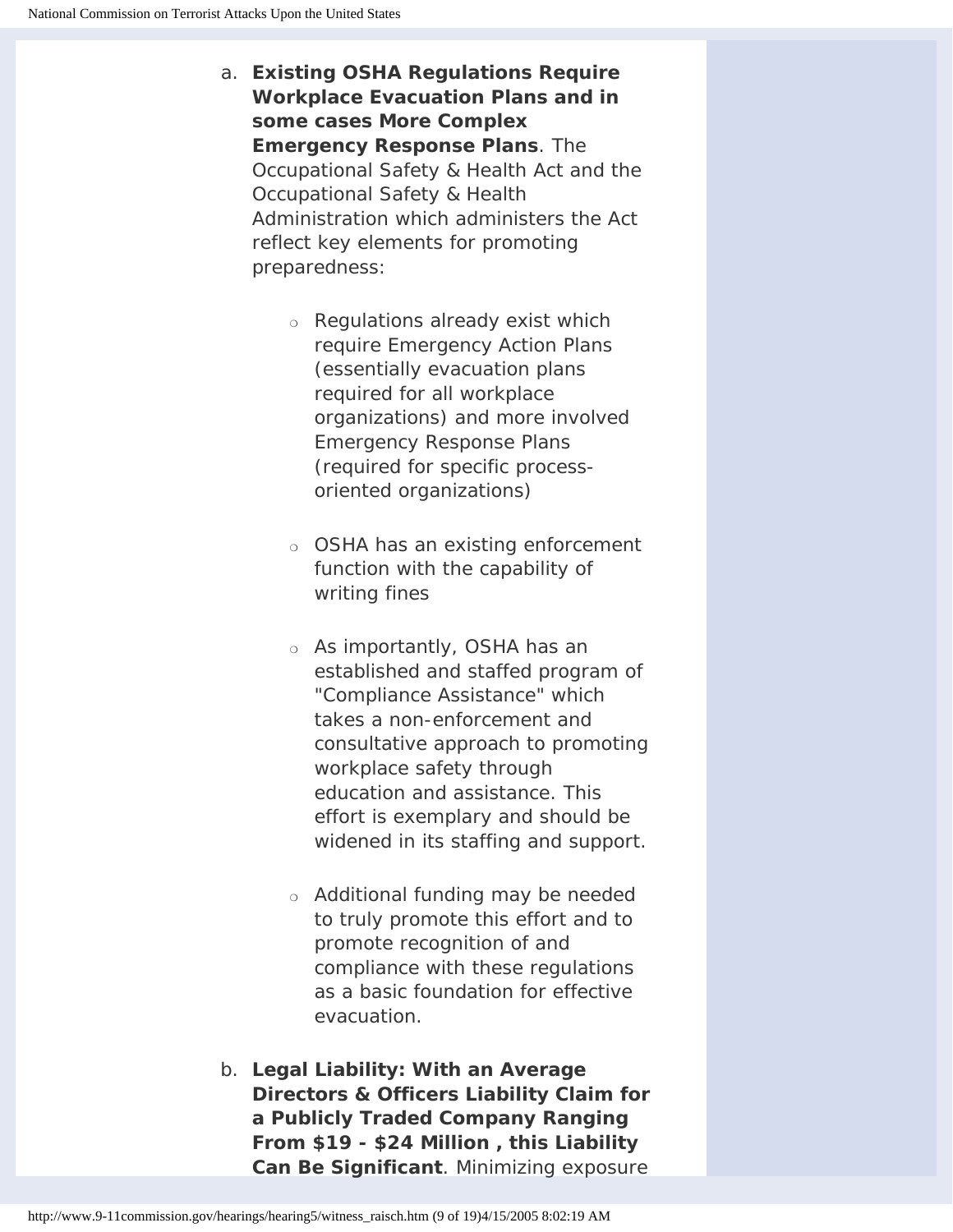a. **Existing OSHA Regulations Require Workplace Evacuation Plans and in some cases More Complex Emergency Response Plans**. The Occupational Safety & Health Act and the Occupational Safety & Health Administration which administers the Act reflect key elements for promoting preparedness:

    - Regulations already exist which require Emergency Action Plans (essentially evacuation plans required for all workplace organizations) and more involved Emergency Response Plans (required for specific process-oriented organizations)
    - OSHA has an existing enforcement function with the capability of writing fines
    - As importantly, OSHA has an established and staffed program of "Compliance Assistance" which takes a non-enforcement and consultative approach to promoting workplace safety through education and assistance. This effort is exemplary and should be widened in its staffing and support.
    - Additional funding may be needed to truly promote this effort and to promote recognition of and compliance with these regulations as a basic foundation for effective evacuation.

b. **Legal Liability: With an Average Directors & Officers Liability Claim for a Publicly Traded Company Ranging From $19 - $24 Million , this Liability Can Be Significant**. Minimizing exposure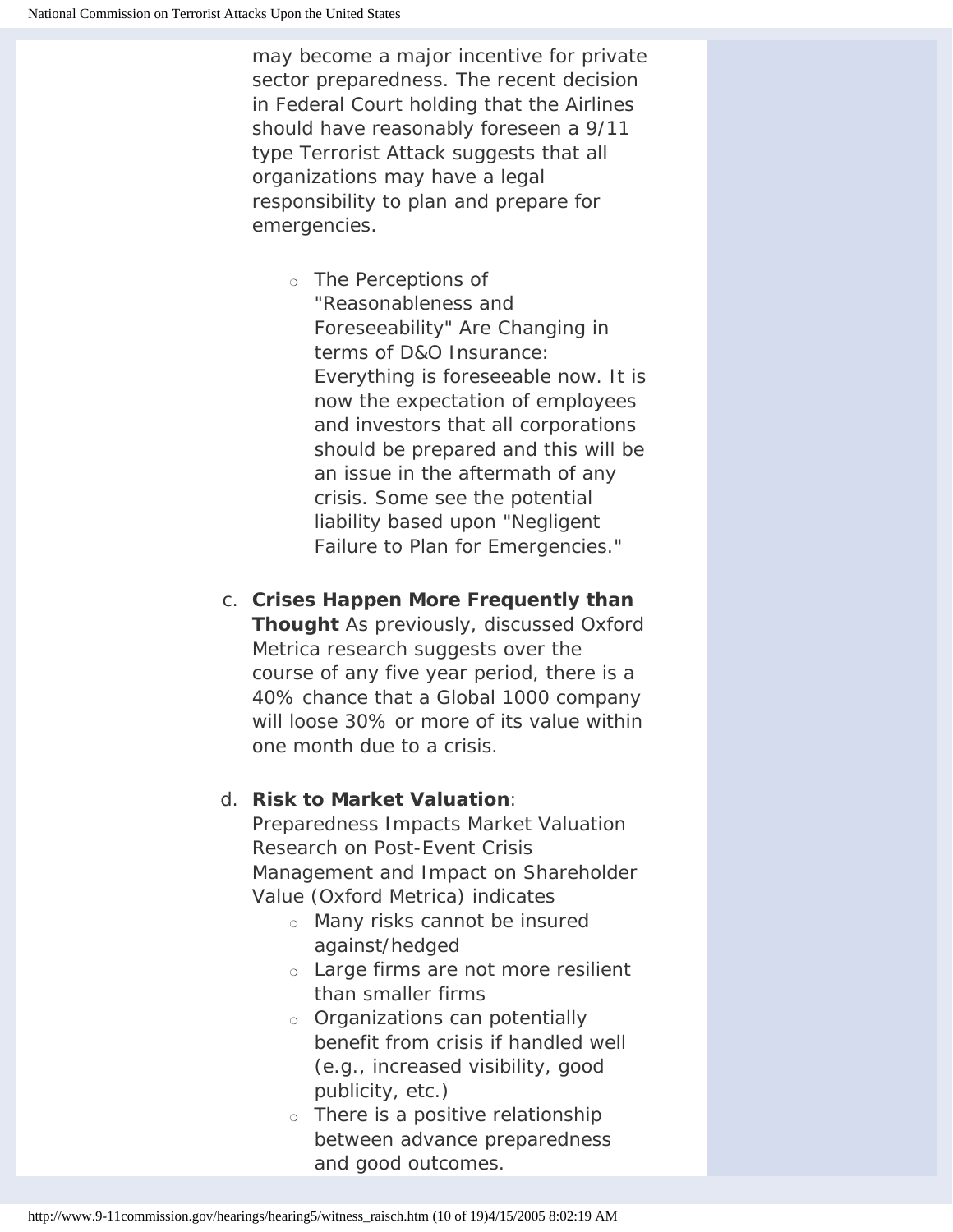may become a major incentive for private sector preparedness. The recent decision in Federal Court holding that the Airlines should have reasonably foreseen a 9/11 type Terrorist Attack suggests that all organizations may have a legal responsibility to plan and prepare for emergencies.

- The Perceptions of "Reasonableness and Foreseeability" Are Changing in terms of D&O Insurance: Everything is foreseeable now. It is now the expectation of employees and investors that all corporations should be prepared and this will be an issue in the aftermath of any crisis. Some see the potential liability based upon "Negligent Failure to Plan for Emergencies."

c. **Crises Happen More Frequently than Thought** As previously, discussed Oxford Metrica research suggests over the course of any five year period, there is a 40% chance that a Global 1000 company will loose 30% or more of its value within one month due to a crisis.

d. **Risk to Market Valuation**: Preparedness Impacts Market Valuation Research on Post-Event Crisis Management and Impact on Shareholder Value (Oxford Metrica) indicates

- Many risks cannot be insured against/hedged
- Large firms are not more resilient than smaller firms
- Organizations can potentially benefit from crisis if handled well (e.g., increased visibility, good publicity, etc.)
- There is a positive relationship between advance preparedness and good outcomes.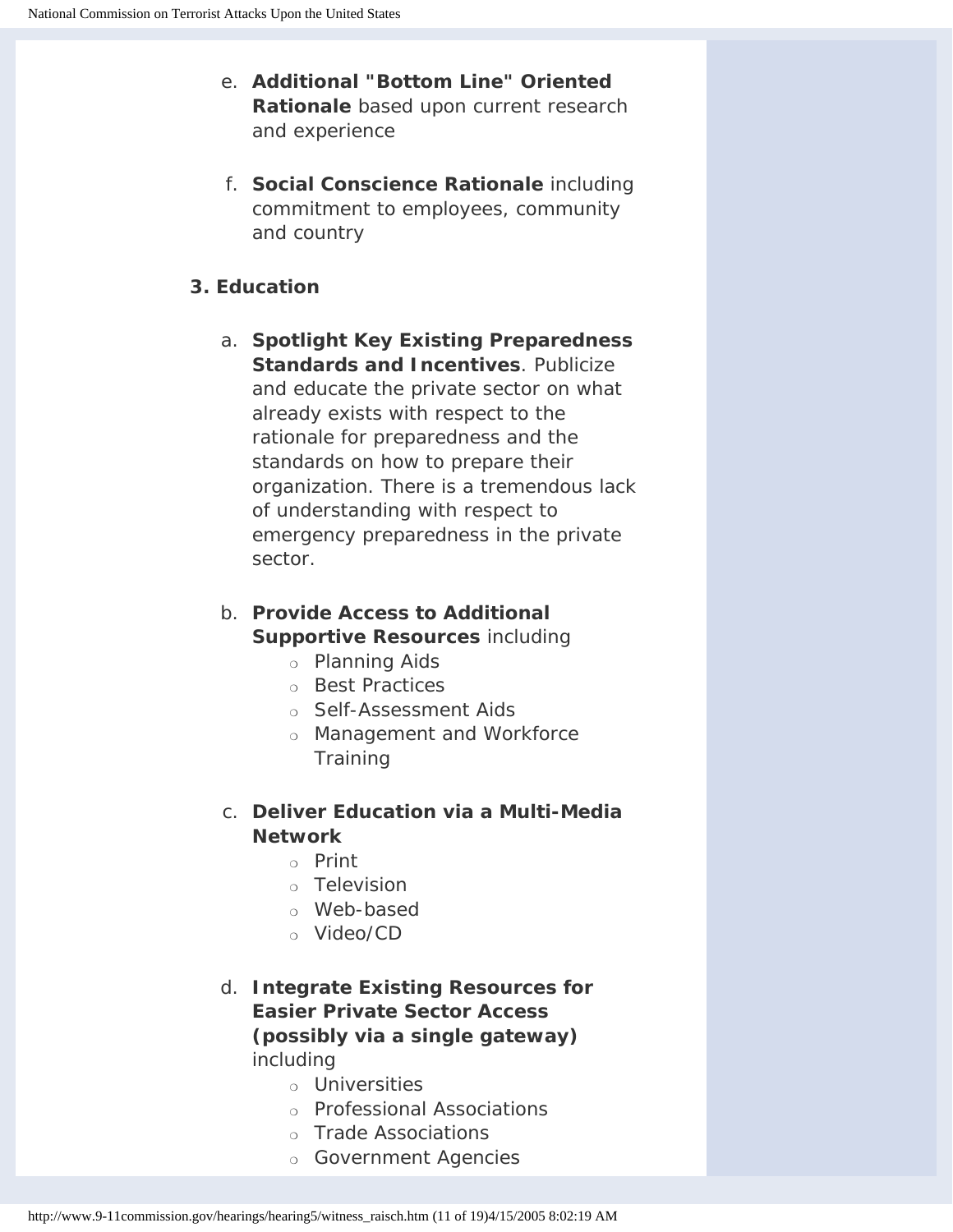e. **Additional "Bottom Line" Oriented Rationale** based upon current research and experience

f. **Social Conscience Rationale** including commitment to employees, community and country

**3. Education**

a. **Spotlight Key Existing Preparedness Standards and Incentives**. Publicize and educate the private sector on what already exists with respect to the rationale for preparedness and the standards on how to prepare their organization. There is a tremendous lack of understanding with respect to emergency preparedness in the private sector.

b. **Provide Access to Additional Supportive Resources** including
   - Planning Aids
   - Best Practices
   - Self-Assessment Aids
   - Management and Workforce Training

c. **Deliver Education via a Multi-Media Network**
   - Print
   - Television
   - Web-based
   - Video/CD

d. **Integrate Existing Resources for Easier Private Sector Access (possibly via a single gateway)** including
   - Universities
   - Professional Associations
   - Trade Associations
   - Government Agencies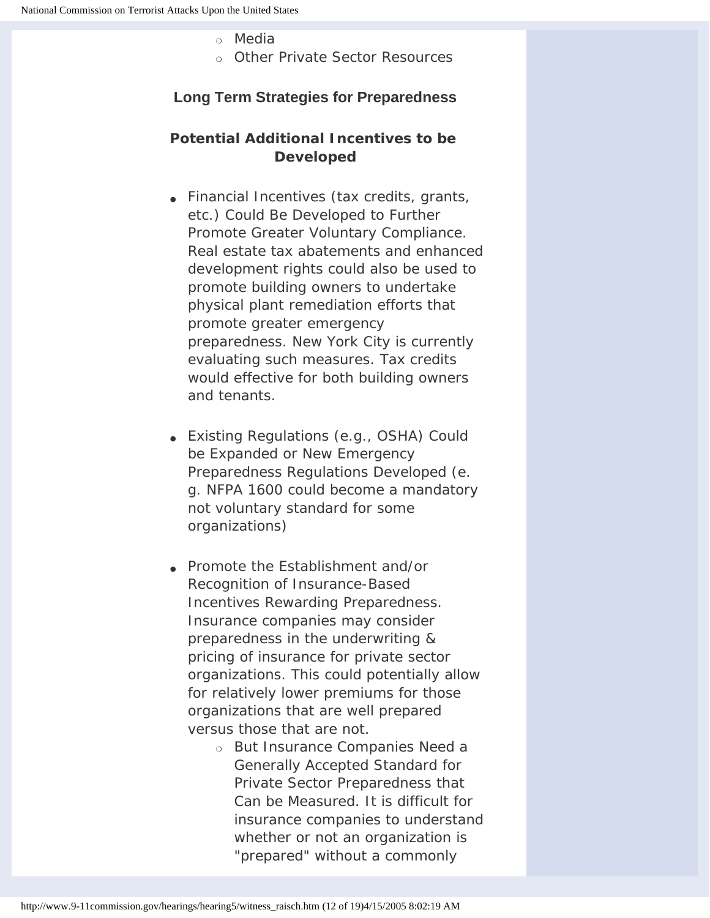- Media
- Other Private Sector Resources

### Long Term Strategies for Preparedness

### Potential Additional Incentives to be Developed

- Financial Incentives (tax credits, grants, etc.) Could Be Developed to Further Promote Greater Voluntary Compliance. Real estate tax abatements and enhanced development rights could also be used to promote building owners to undertake physical plant remediation efforts that promote greater emergency preparedness. New York City is currently evaluating such measures. Tax credits would effective for both building owners and tenants.

- Existing Regulations (e.g., OSHA) Could be Expanded or New Emergency Preparedness Regulations Developed (e.g. NFPA 1600 could become a mandatory not voluntary standard for some organizations)

- Promote the Establishment and/or Recognition of Insurance-Based Incentives Rewarding Preparedness. Insurance companies may consider preparedness in the underwriting & pricing of insurance for private sector organizations. This could potentially allow for relatively lower premiums for those organizations that are well prepared versus those that are not.
  - But Insurance Companies Need a Generally Accepted Standard for Private Sector Preparedness that Can be Measured. It is difficult for insurance companies to understand whether or not an organization is "prepared" without a commonly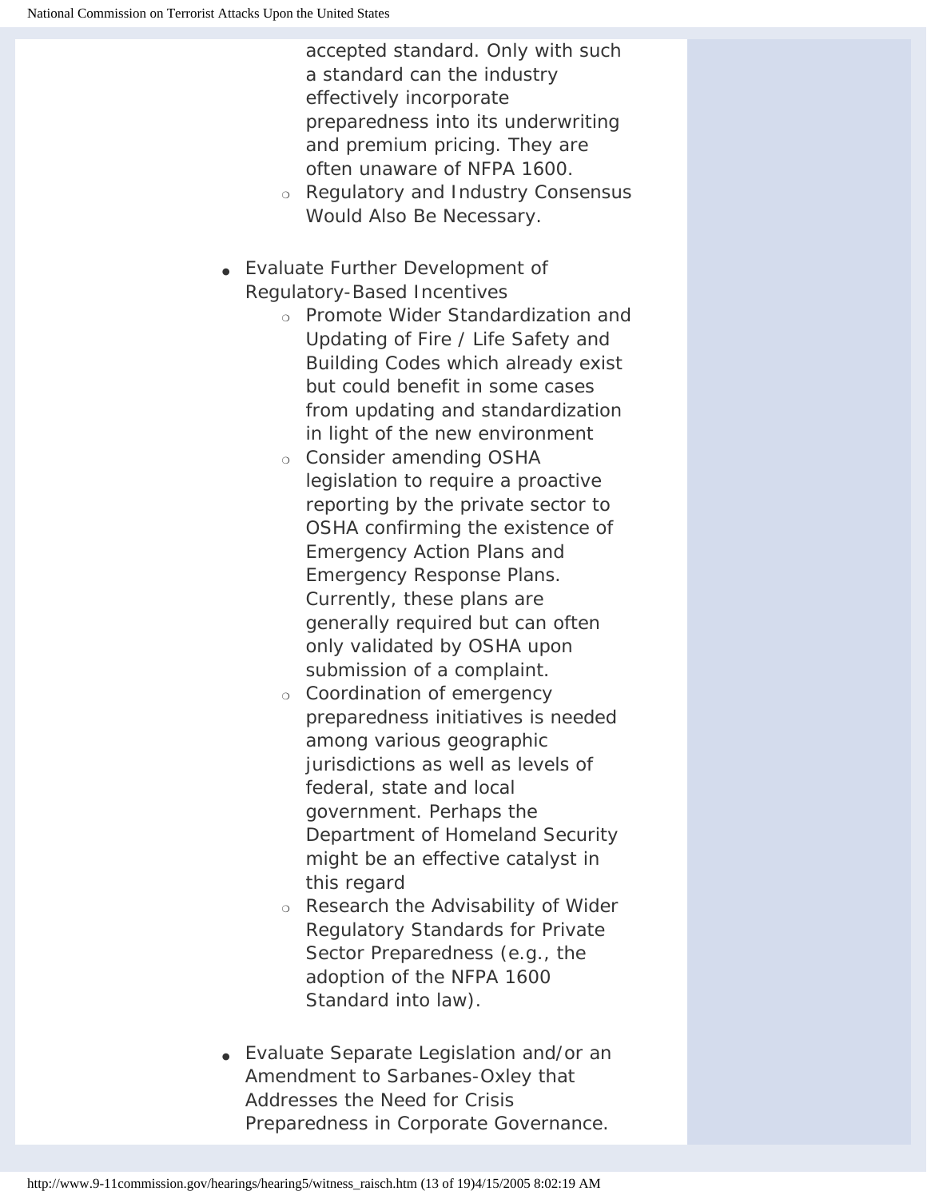- accepted standard. Only with such a standard can the industry effectively incorporate preparedness into its underwriting and premium pricing. They are often unaware of NFPA 1600.
    - Regulatory and Industry Consensus Would Also Be Necessary.

- Evaluate Further Development of Regulatory-Based Incentives
    - Promote Wider Standardization and Updating of Fire / Life Safety and Building Codes which already exist but could benefit in some cases from updating and standardization in light of the new environment
    - Consider amending OSHA legislation to require a proactive reporting by the private sector to OSHA confirming the existence of Emergency Action Plans and Emergency Response Plans. Currently, these plans are generally required but can often only validated by OSHA upon submission of a complaint.
    - Coordination of emergency preparedness initiatives is needed among various geographic jurisdictions as well as levels of federal, state and local government. Perhaps the Department of Homeland Security might be an effective catalyst in this regard
    - Research the Advisability of Wider Regulatory Standards for Private Sector Preparedness (e.g., the adoption of the NFPA 1600 Standard into law).

- Evaluate Separate Legislation and/or an Amendment to Sarbanes-Oxley that Addresses the Need for Crisis Preparedness in Corporate Governance.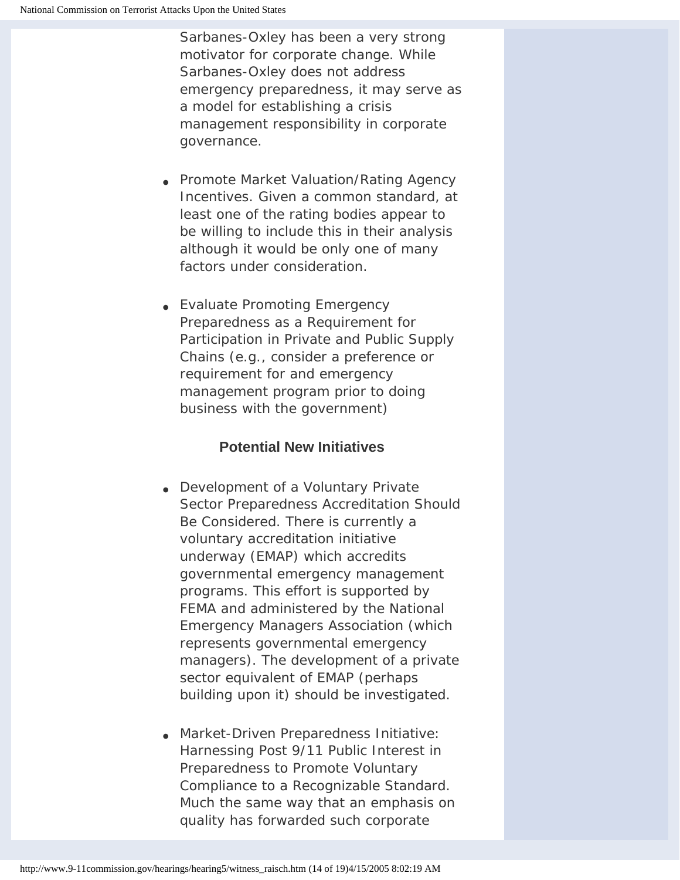Sarbanes-Oxley has been a very strong motivator for corporate change. While Sarbanes-Oxley does not address emergency preparedness, it may serve as a model for establishing a crisis management responsibility in corporate governance.

- Promote Market Valuation/Rating Agency Incentives. Given a common standard, at least one of the rating bodies appear to be willing to include this in their analysis although it would be only one of many factors under consideration.

- Evaluate Promoting Emergency Preparedness as a Requirement for Participation in Private and Public Supply Chains (e.g., consider a preference or requirement for and emergency management program prior to doing business with the government)

### Potential New Initiatives

- Development of a Voluntary Private Sector Preparedness Accreditation Should Be Considered. There is currently a voluntary accreditation initiative underway (EMAP) which accredits governmental emergency management programs. This effort is supported by FEMA and administered by the National Emergency Managers Association (which represents governmental emergency managers). The development of a private sector equivalent of EMAP (perhaps building upon it) should be investigated.

- Market-Driven Preparedness Initiative: Harnessing Post 9/11 Public Interest in Preparedness to Promote Voluntary Compliance to a Recognizable Standard. Much the same way that an emphasis on quality has forwarded such corporate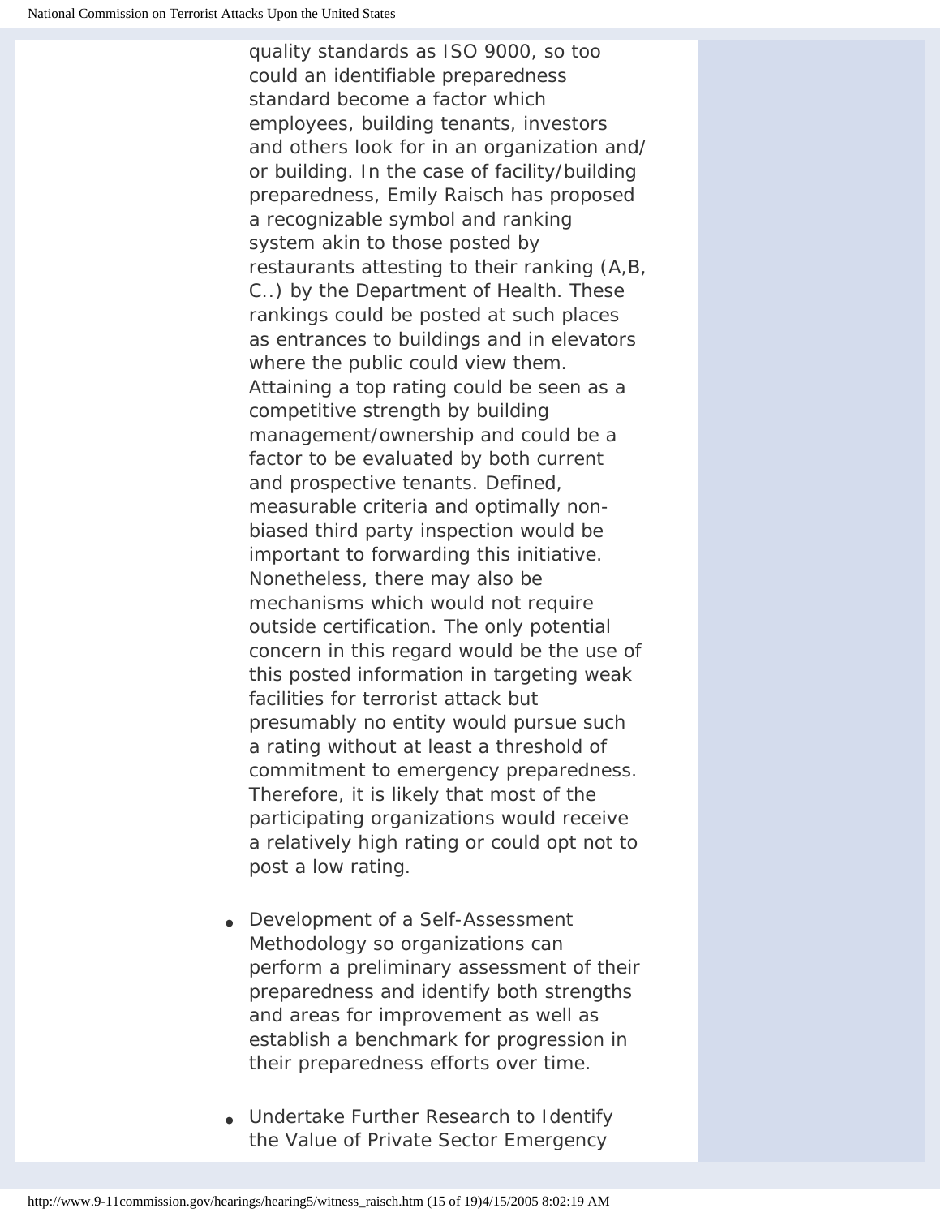quality standards as ISO 9000, so too could an identifiable preparedness standard become a factor which employees, building tenants, investors and others look for in an organization and/or building. In the case of facility/building preparedness, Emily Raisch has proposed a recognizable symbol and ranking system akin to those posted by restaurants attesting to their ranking (A,B, C..) by the Department of Health. These rankings could be posted at such places as entrances to buildings and in elevators where the public could view them. Attaining a top rating could be seen as a competitive strength by building management/ownership and could be a factor to be evaluated by both current and prospective tenants. Defined, measurable criteria and optimally non-biased third party inspection would be important to forwarding this initiative. Nonetheless, there may also be mechanisms which would not require outside certification. The only potential concern in this regard would be the use of this posted information in targeting weak facilities for terrorist attack but presumably no entity would pursue such a rating without at least a threshold of commitment to emergency preparedness. Therefore, it is likely that most of the participating organizations would receive a relatively high rating or could opt not to post a low rating.

- Development of a Self-Assessment Methodology so organizations can perform a preliminary assessment of their preparedness and identify both strengths and areas for improvement as well as establish a benchmark for progression in their preparedness efforts over time.

- Undertake Further Research to Identify the Value of Private Sector Emergency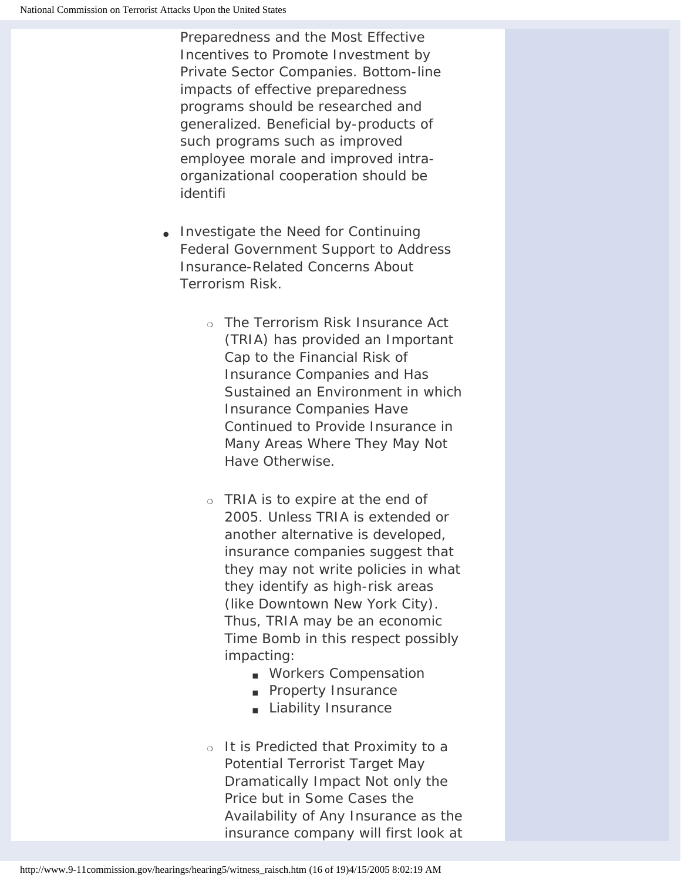Preparedness and the Most Effective Incentives to Promote Investment by Private Sector Companies. Bottom-line impacts of effective preparedness programs should be researched and generalized. Beneficial by-products of such programs such as improved employee morale and improved intra-organizational cooperation should be identifi

- Investigate the Need for Continuing Federal Government Support to Address Insurance-Related Concerns About Terrorism Risk.
    - The Terrorism Risk Insurance Act (TRIA) has provided an Important Cap to the Financial Risk of Insurance Companies and Has Sustained an Environment in which Insurance Companies Have Continued to Provide Insurance in Many Areas Where They May Not Have Otherwise.
    - TRIA is to expire at the end of 2005. Unless TRIA is extended or another alternative is developed, insurance companies suggest that they may not write policies in what they identify as high-risk areas (like Downtown New York City). Thus, TRIA may be an economic Time Bomb in this respect possibly impacting:
        - Workers Compensation
        - Property Insurance
        - Liability Insurance
    - It is Predicted that Proximity to a Potential Terrorist Target May Dramatically Impact Not only the Price but in Some Cases the Availability of Any Insurance as the insurance company will first look at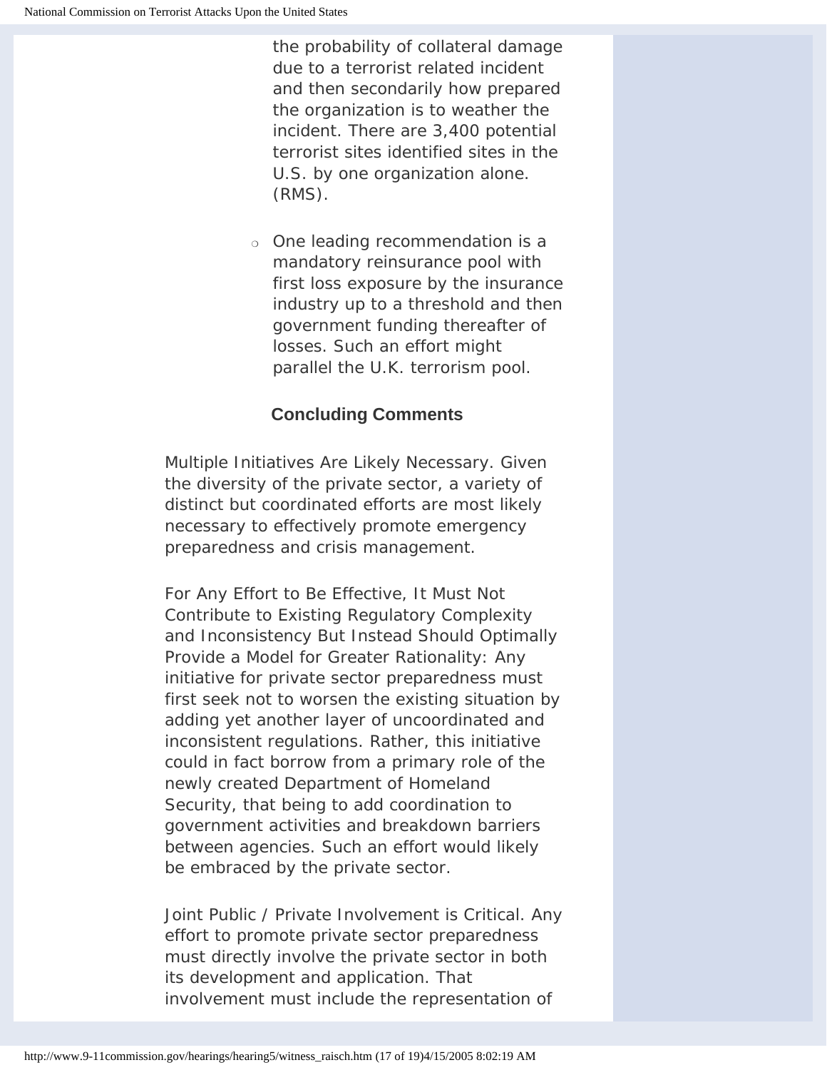the probability of collateral damage due to a terrorist related incident and then secondarily how prepared the organization is to weather the incident. There are 3,400 potential terrorist sites identified sites in the U.S. by one organization alone. (RMS).

- One leading recommendation is a mandatory reinsurance pool with first loss exposure by the insurance industry up to a threshold and then government funding thereafter of losses. Such an effort might parallel the U.K. terrorism pool.

### Concluding Comments

Multiple Initiatives Are Likely Necessary. Given the diversity of the private sector, a variety of distinct but coordinated efforts are most likely necessary to effectively promote emergency preparedness and crisis management.

For Any Effort to Be Effective, It Must Not Contribute to Existing Regulatory Complexity and Inconsistency But Instead Should Optimally Provide a Model for Greater Rationality: Any initiative for private sector preparedness must first seek not to worsen the existing situation by adding yet another layer of uncoordinated and inconsistent regulations. Rather, this initiative could in fact borrow from a primary role of the newly created Department of Homeland Security, that being to add coordination to government activities and breakdown barriers between agencies. Such an effort would likely be embraced by the private sector.

Joint Public / Private Involvement is Critical. Any effort to promote private sector preparedness must directly involve the private sector in both its development and application. That involvement must include the representation of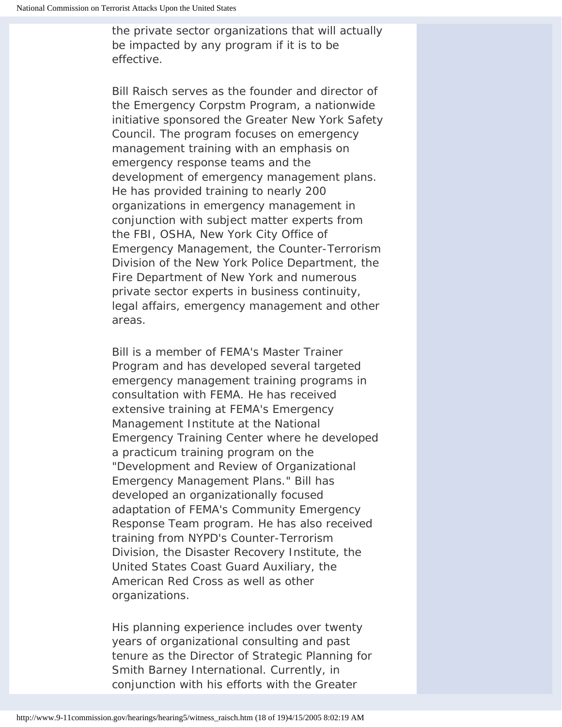the private sector organizations that will actually be impacted by any program if it is to be effective.

Bill Raisch serves as the founder and director of the Emergency Corpstm Program, a nationwide initiative sponsored the Greater New York Safety Council. The program focuses on emergency management training with an emphasis on emergency response teams and the development of emergency management plans. He has provided training to nearly 200 organizations in emergency management in conjunction with subject matter experts from the FBI, OSHA, New York City Office of Emergency Management, the Counter-Terrorism Division of the New York Police Department, the Fire Department of New York and numerous private sector experts in business continuity, legal affairs, emergency management and other areas.

Bill is a member of FEMA's Master Trainer Program and has developed several targeted emergency management training programs in consultation with FEMA. He has received extensive training at FEMA's Emergency Management Institute at the National Emergency Training Center where he developed a practicum training program on the "Development and Review of Organizational Emergency Management Plans." Bill has developed an organizationally focused adaptation of FEMA's Community Emergency Response Team program. He has also received training from NYPD's Counter-Terrorism Division, the Disaster Recovery Institute, the United States Coast Guard Auxiliary, the American Red Cross as well as other organizations.

His planning experience includes over twenty years of organizational consulting and past tenure as the Director of Strategic Planning for Smith Barney International. Currently, in conjunction with his efforts with the Greater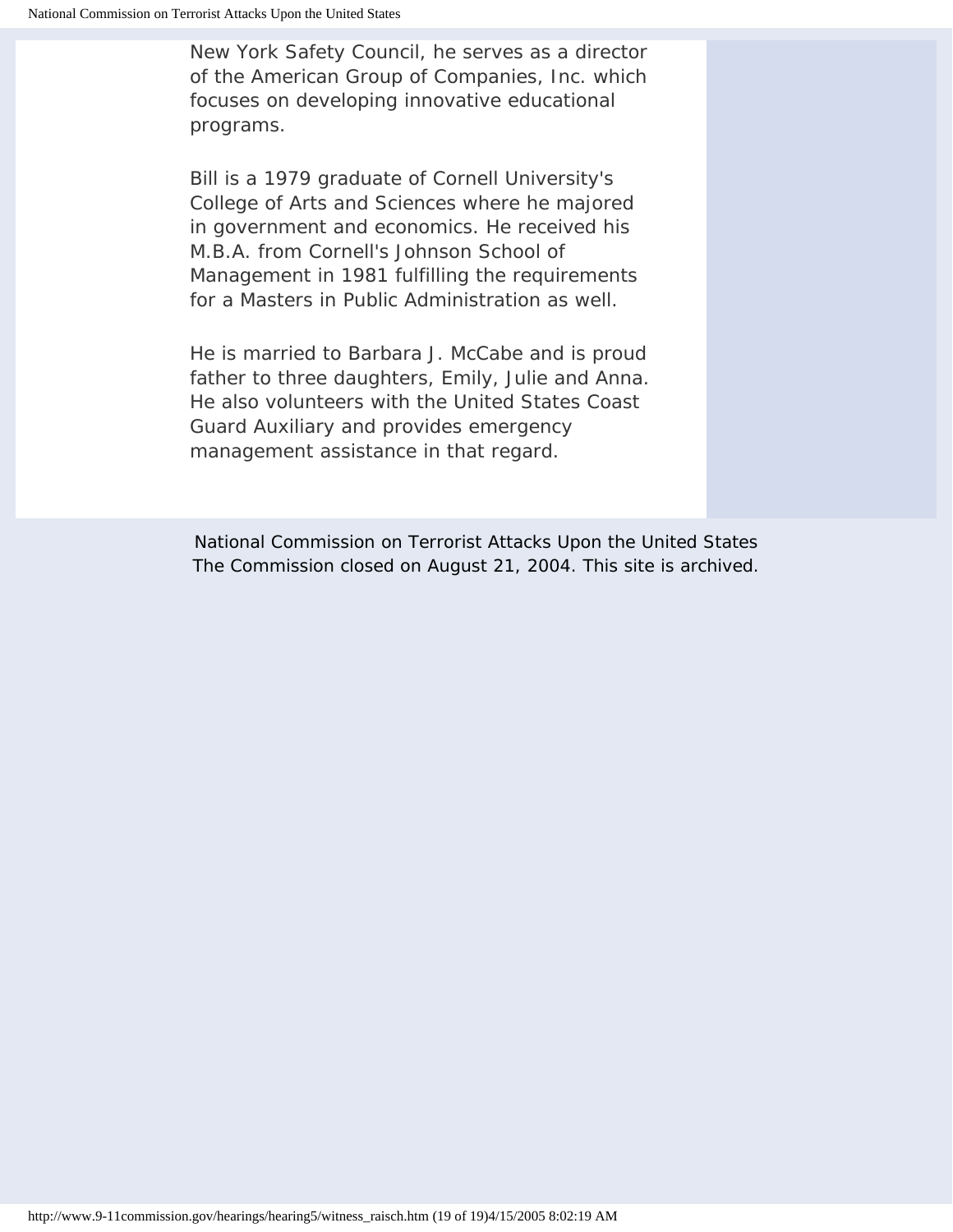New York Safety Council, he serves as a director of the American Group of Companies, Inc. which focuses on developing innovative educational programs.

Bill is a 1979 graduate of Cornell University's College of Arts and Sciences where he majored in government and economics. He received his M.B.A. from Cornell's Johnson School of Management in 1981 fulfilling the requirements for a Masters in Public Administration as well.

He is married to Barbara J. McCabe and is proud father to three daughters, Emily, Julie and Anna. He also volunteers with the United States Coast Guard Auxiliary and provides emergency management assistance in that regard.

National Commission on Terrorist Attacks Upon the United States
The Commission closed on August 21, 2004. This site is archived.